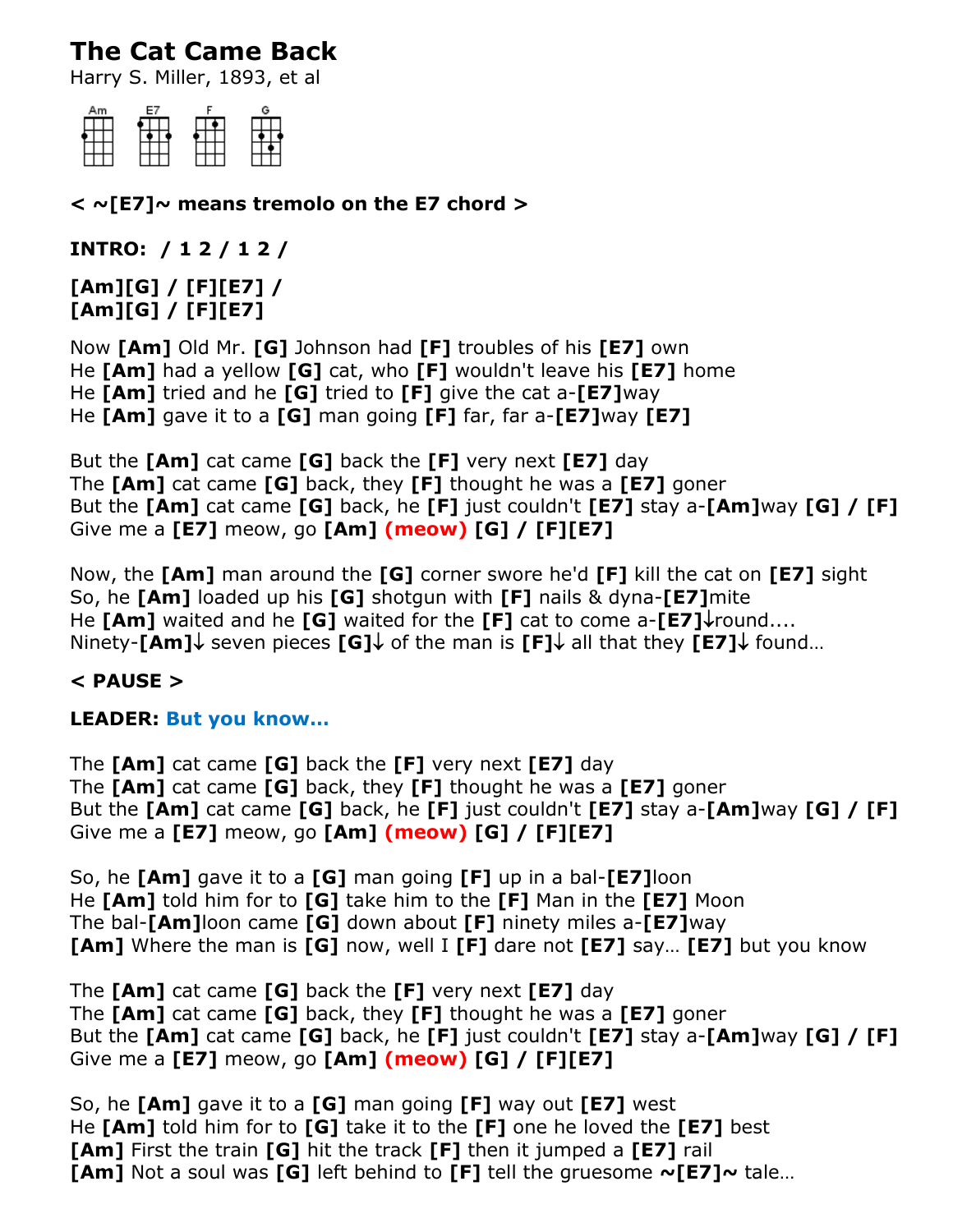# The Cat Came Back

Harry S. Miller, 1893, et al

Am E7 F G

**< ~[E7]~ means tremolo on the E7 chord >**

**INTRO: / 1 2 / 1 2 /**

**[Am][G] / [F][E7] /**
**[Am][G] / [F][E7]**

Now **[Am]** Old Mr. **[G]** Johnson had **[F]** troubles of his **[E7]** own
He **[Am]** had a yellow **[G]** cat, who **[F]** wouldn't leave his **[E7]** home
He **[Am]** tried and he **[G]** tried to **[F]** give the cat a-**[E7]**way
He **[Am]** gave it to a **[G]** man going **[F]** far, far a-**[E7]**way **[E7]**

But the **[Am]** cat came **[G]** back the **[F]** very next **[E7]** day
The **[Am]** cat came **[G]** back, they **[F]** thought he was a **[E7]** goner
But the **[Am]** cat came **[G]** back, he **[F]** just couldn't **[E7]** stay a-**[Am]**way **[G] / [F]**
Give me a **[E7]** meow, go **[Am]** **(meow)** **[G] / [F][E7]**

Now, the **[Am]** man around the **[G]** corner swore he'd **[F]** kill the cat on **[E7]** sight
So, he **[Am]** loaded up his **[G]** shotgun with **[F]** nails & dyna-**[E7]**mite
He **[Am]** waited and he **[G]** waited for the **[F]** cat to come a-**[E7]**↓round....
Ninety-**[Am]**↓ seven pieces **[G]**↓ of the man is **[F]**↓ all that they **[E7]**↓ found…

**< PAUSE >**

**LEADER: But you know…**

The **[Am]** cat came **[G]** back the **[F]** very next **[E7]** day
The **[Am]** cat came **[G]** back, they **[F]** thought he was a **[E7]** goner
But the **[Am]** cat came **[G]** back, he **[F]** just couldn't **[E7]** stay a-**[Am]**way **[G] / [F]**
Give me a **[E7]** meow, go **[Am]** **(meow)** **[G] / [F][E7]**

So, he **[Am]** gave it to a **[G]** man going **[F]** up in a bal-**[E7]**loon
He **[Am]** told him for to **[G]** take him to the **[F]** Man in the **[E7]** Moon
The bal-**[Am]**loon came **[G]** down about **[F]** ninety miles a-**[E7]**way
**[Am]** Where the man is **[G]** now, well I **[F]** dare not **[E7]** say… **[E7]** but you know

The **[Am]** cat came **[G]** back the **[F]** very next **[E7]** day
The **[Am]** cat came **[G]** back, they **[F]** thought he was a **[E7]** goner
But the **[Am]** cat came **[G]** back, he **[F]** just couldn't **[E7]** stay a-**[Am]**way **[G] / [F]**
Give me a **[E7]** meow, go **[Am]** **(meow)** **[G] / [F][E7]**

So, he **[Am]** gave it to a **[G]** man going **[F]** way out **[E7]** west
He **[Am]** told him for to **[G]** take it to the **[F]** one he loved the **[E7]** best
**[Am]** First the train **[G]** hit the track **[F]** then it jumped a **[E7]** rail
**[Am]** Not a soul was **[G]** left behind to **[F]** tell the gruesome **~[E7]~** tale…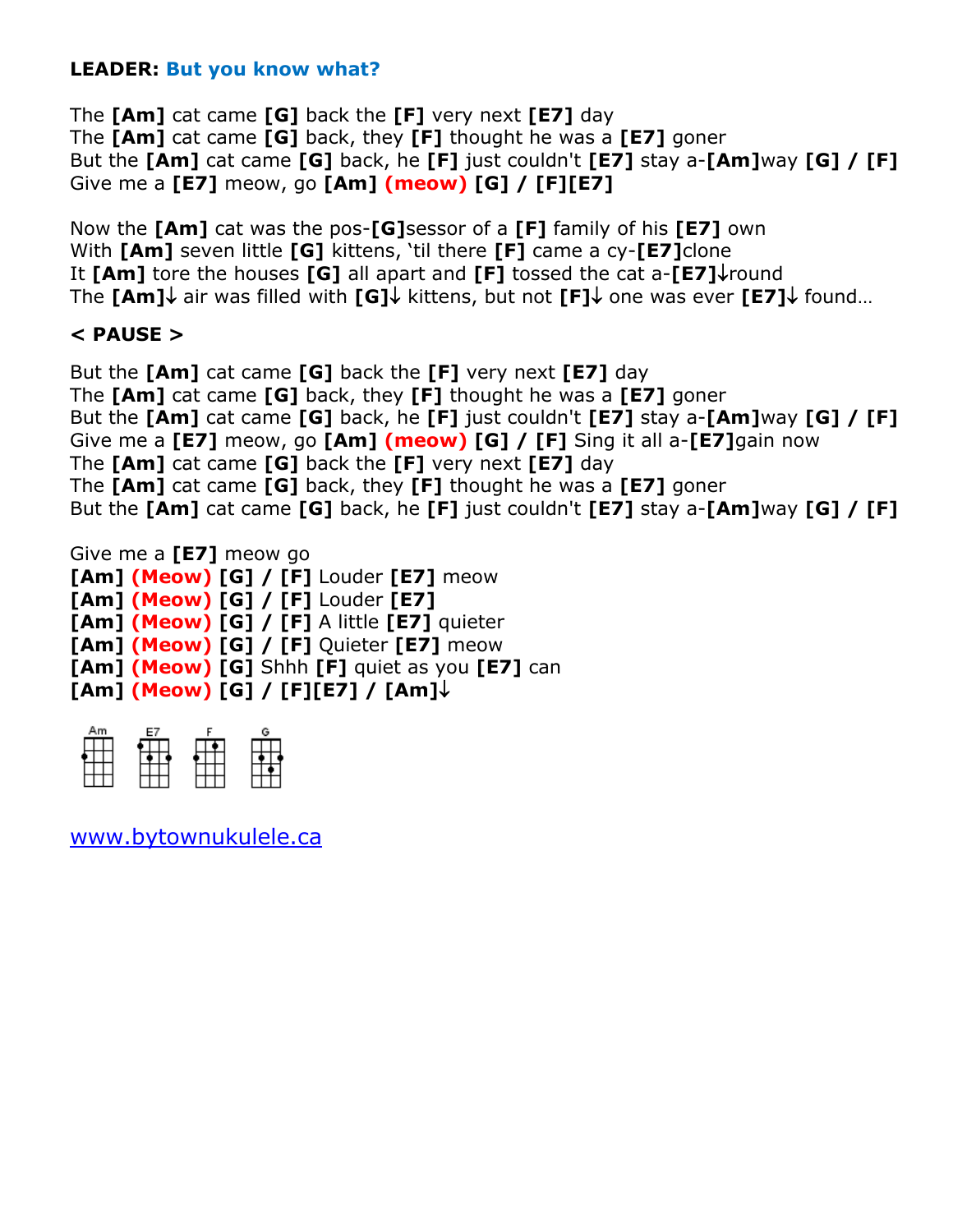**LEADER: But you know what?**

The **[Am]** cat came **[G]** back the **[F]** very next **[E7]** day
The **[Am]** cat came **[G]** back, they **[F]** thought he was a **[E7]** goner
But the **[Am]** cat came **[G]** back, he **[F]** just couldn't **[E7]** stay a-**[Am]**way **[G] / [F]**
Give me a **[E7]** meow, go **[Am] (meow) [G] / [F][E7]**

Now the **[Am]** cat was the pos-**[G]**sessor of a **[F]** family of his **[E7]** own
With **[Am]** seven little **[G]** kittens, 'til there **[F]** came a cy-**[E7]**clone
It **[Am]** tore the houses **[G]** all apart and **[F]** tossed the cat a-**[E7]**↓round
The **[Am]**↓ air was filled with **[G]**↓ kittens, but not **[F]**↓ one was ever **[E7]**↓ found…

**< PAUSE >**

But the **[Am]** cat came **[G]** back the **[F]** very next **[E7]** day
The **[Am]** cat came **[G]** back, they **[F]** thought he was a **[E7]** goner
But the **[Am]** cat came **[G]** back, he **[F]** just couldn't **[E7]** stay a-**[Am]**way **[G] / [F]**
Give me a **[E7]** meow, go **[Am] (meow) [G] / [F]** Sing it all a-**[E7]**gain now
The **[Am]** cat came **[G]** back the **[F]** very next **[E7]** day
The **[Am]** cat came **[G]** back, they **[F]** thought he was a **[E7]** goner
But the **[Am]** cat came **[G]** back, he **[F]** just couldn't **[E7]** stay a-**[Am]**way **[G] / [F]**

Give me a **[E7]** meow go
**[Am] (Meow) [G] / [F]** Louder **[E7]** meow
**[Am] (Meow) [G] / [F]** Louder **[E7]**
**[Am] (Meow) [G] / [F]** A little **[E7]** quieter
**[Am] (Meow) [G] / [F]** Quieter **[E7]** meow
**[Am] (Meow) [G]** Shhh **[F]** quiet as you **[E7]** can
**[Am] (Meow) [G] / [F][E7] / [Am]**↓

Am E7 F G

www.bytownukulele.ca